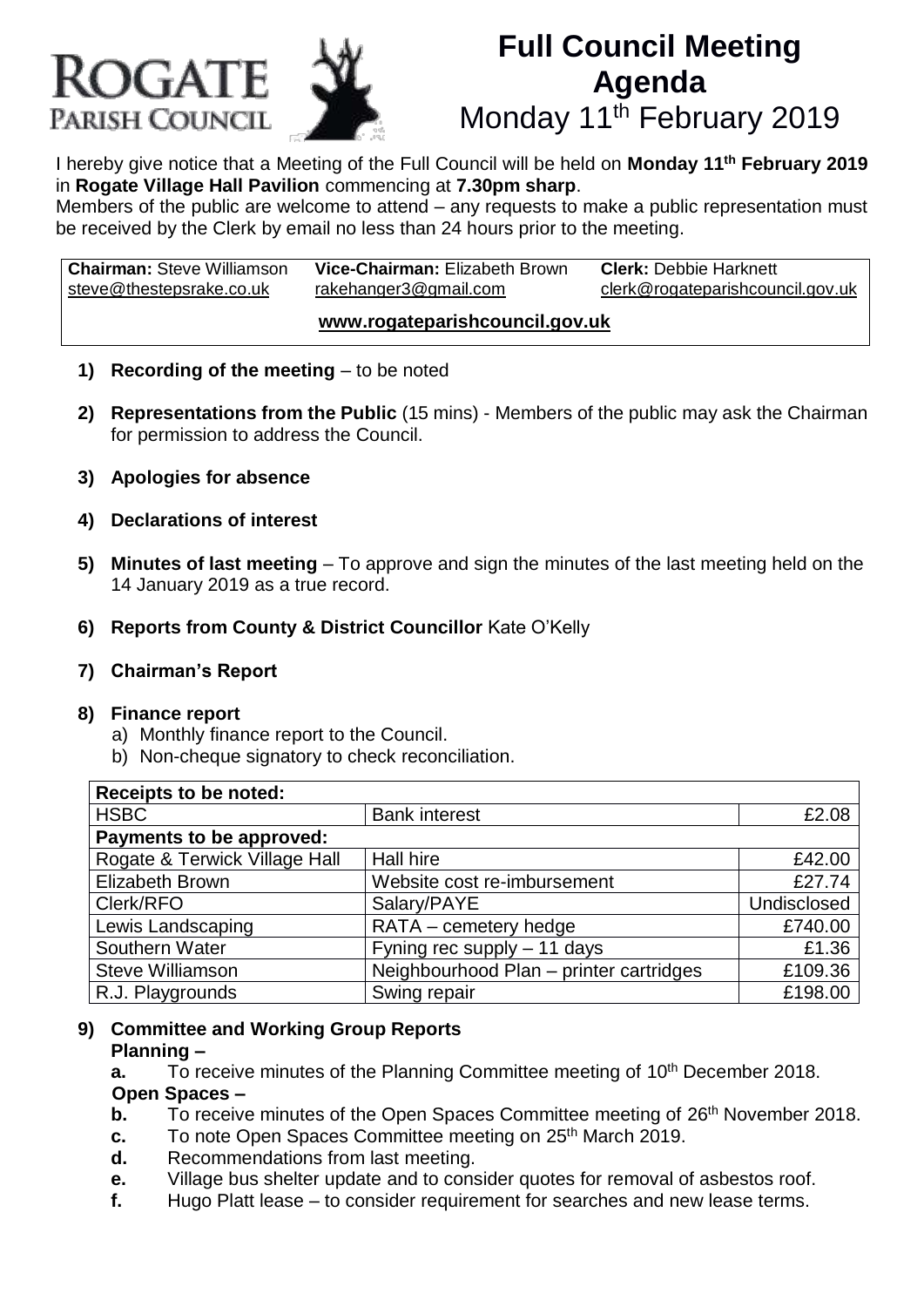# ROGATE PARISH COUNCIL

# Full Council Meeting Agenda

## Monday 11th February 2019

I hereby give notice that a Meeting of the Full Council will be held on **Monday 11th February 2019** in **Rogate Village Hall Pavilion** commencing at **7.30pm sharp**.

Members of the public are welcome to attend – any requests to make a public representation must be received by the Clerk by email no less than 24 hours prior to the meeting.

| **Chairman:** Steve Williamson | **Vice-Chairman:** Elizabeth Brown | **Clerk:** Debbie Harknett |
|---|---|---|
| steve@thestepsrake.co.uk | rakehanger3@gmail.com | clerk@rogateparishcouncil.gov.uk |

**www.rogateparishcouncil.gov.uk**

1) **Recording of the meeting** – to be noted

2) **Representations from the Public** (15 mins) - Members of the public may ask the Chairman for permission to address the Council.

3) **Apologies for absence**

4) **Declarations of interest**

5) **Minutes of last meeting** – To approve and sign the minutes of the last meeting held on the 14 January 2019 as a true record.

6) **Reports from County & District Councillor** Kate O'Kelly

7) **Chairman's Report**

8) **Finance report**
   a) Monthly finance report to the Council.
   b) Non-cheque signatory to check reconciliation.

| **Receipts to be noted:** | | |
|---|---|---|
| HSBC | Bank interest | £2.08 |
| **Payments to be approved:** | | |
| Rogate & Terwick Village Hall | Hall hire | £42.00 |
| Elizabeth Brown | Website cost re-imbursement | £27.74 |
| Clerk/RFO | Salary/PAYE | Undisclosed |
| Lewis Landscaping | RATA – cemetery hedge | £740.00 |
| Southern Water | Fyning rec supply – 11 days | £1.36 |
| Steve Williamson | Neighbourhood Plan – printer cartridges | £109.36 |
| R.J. Playgrounds | Swing repair | £198.00 |

9) **Committee and Working Group Reports**

   **Planning –**

   **a.** To receive minutes of the Planning Committee meeting of 10th December 2018.

   **Open Spaces –**

   **b.** To receive minutes of the Open Spaces Committee meeting of 26th November 2018.

   **c.** To note Open Spaces Committee meeting on 25th March 2019.

   **d.** Recommendations from last meeting.

   **e.** Village bus shelter update and to consider quotes for removal of asbestos roof.

   **f.** Hugo Platt lease – to consider requirement for searches and new lease terms.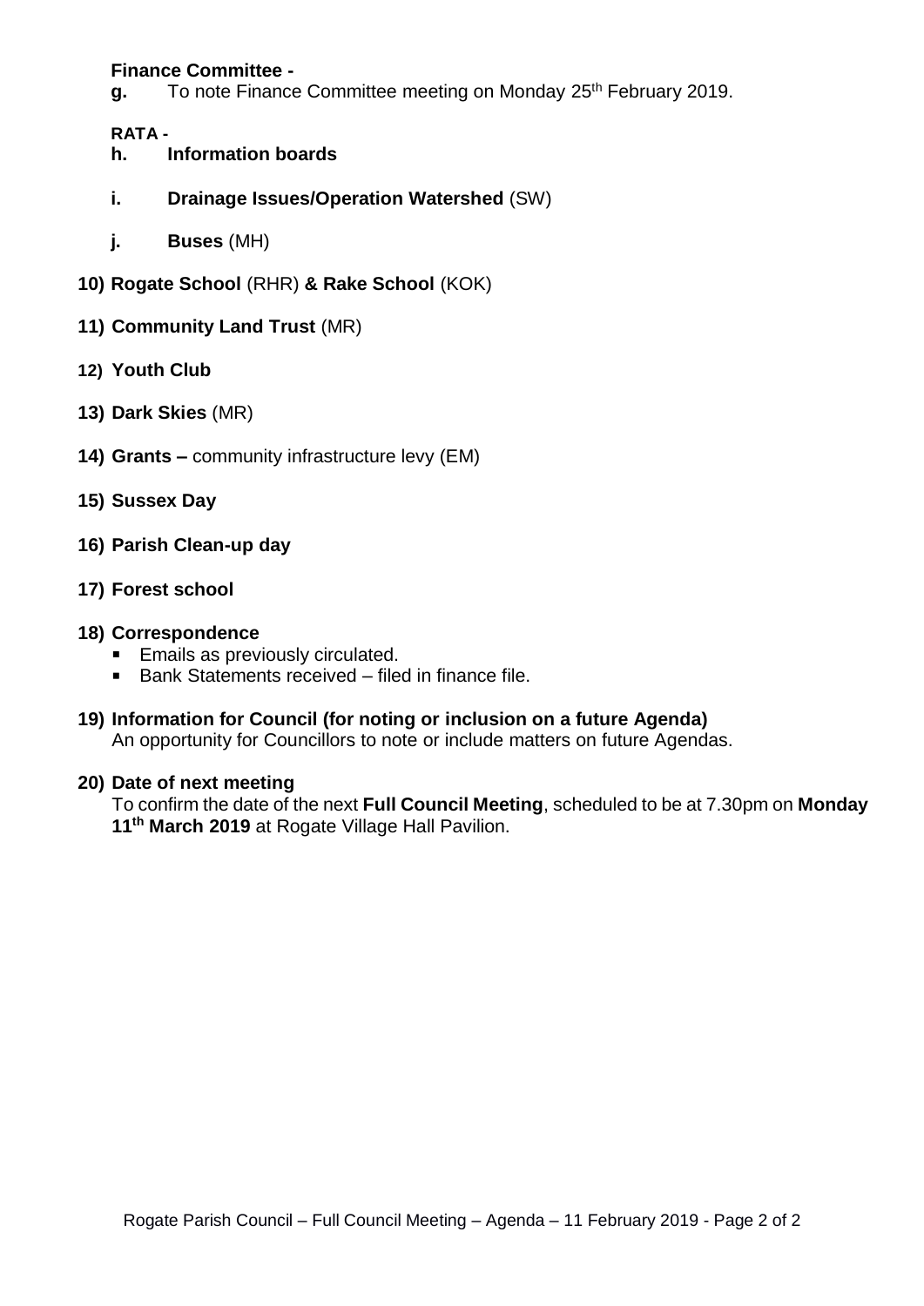**Finance Committee -**

**g.** To note Finance Committee meeting on Monday 25th February 2019.

**RATA -**

**h. Information boards**

**i. Drainage Issues/Operation Watershed** (SW)

**j. Buses** (MH)

**10) Rogate School** (RHR) **& Rake School** (KOK)

**11) Community Land Trust** (MR)

**12) Youth Club**

**13) Dark Skies** (MR)

**14) Grants –** community infrastructure levy (EM)

**15) Sussex Day**

**16) Parish Clean-up day**

**17) Forest school**

**18) Correspondence**

- Emails as previously circulated.
- Bank Statements received – filed in finance file.

**19) Information for Council (for noting or inclusion on a future Agenda)**

An opportunity for Councillors to note or include matters on future Agendas.

**20) Date of next meeting**

To confirm the date of the next **Full Council Meeting**, scheduled to be at 7.30pm on **Monday 11th March 2019** at Rogate Village Hall Pavilion.